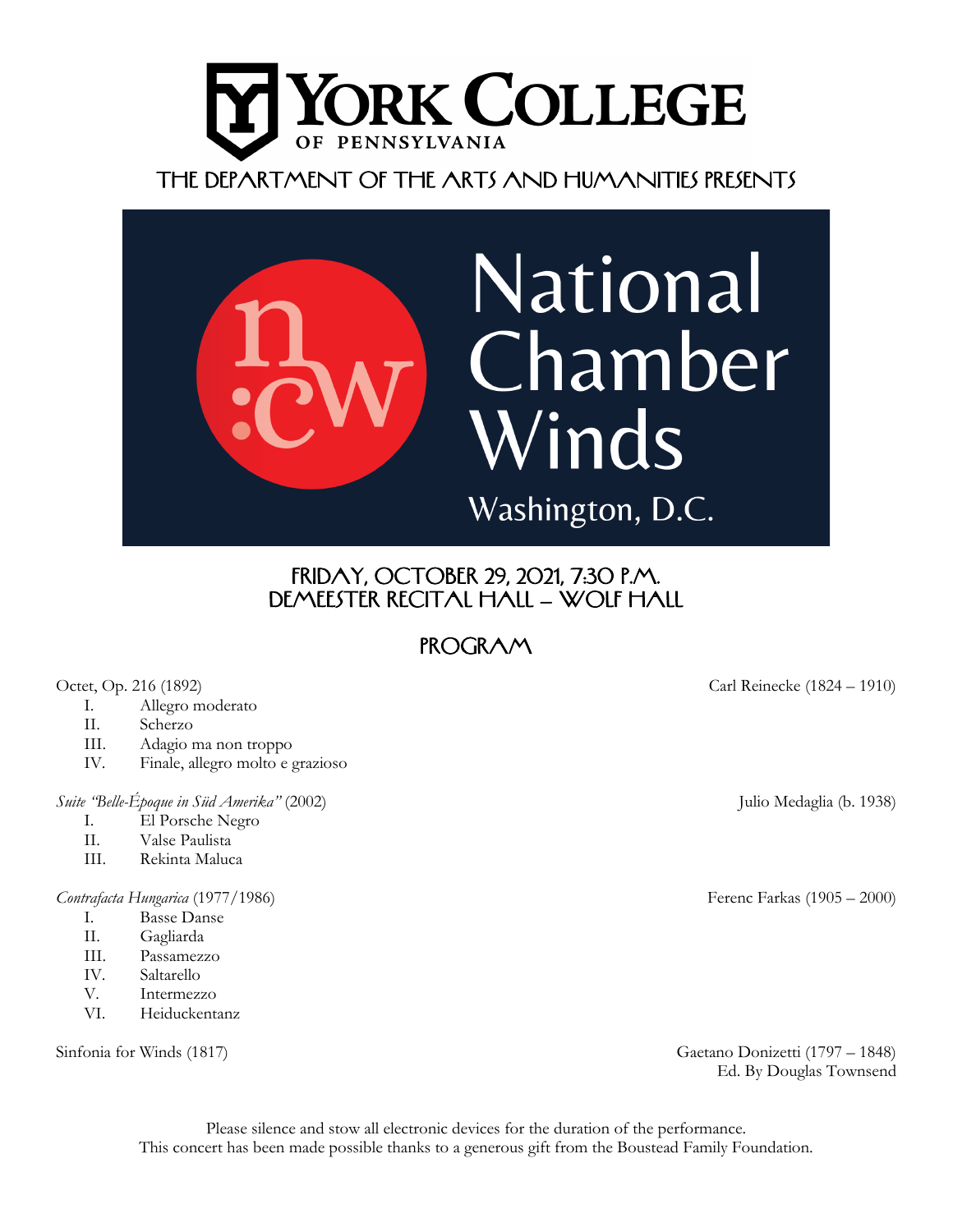# York College of Pennsylvania

THE DEPARTMENT OF THE ARTS AND HUMANITIES PRESENTS

# National Chamber Winds

Washington, D.C.

## FRIDAY, OCTOBER 29, 2021, 7:30 P.M.
## DEMEESTER RECITAL HALL – WOLF HALL

## PROGRAM

Octet, Op. 216 (1892) — Carl Reinecke (1824 – 1910)

- I. Allegro moderato
- II. Scherzo
- III. Adagio ma non troppo
- IV. Finale, allegro molto e grazioso

*Suite "Belle-Époque in Süd Amerika"* (2002) — Julio Medaglia (b. 1938)

- I. El Porsche Negro
- II. Valse Paulista
- III. Rekinta Maluca

*Contrafacta Hungarica* (1977/1986) — Ferenc Farkas (1905 – 2000)

- I. Basse Danse
- II. Gagliarda
- III. Passamezzo
- IV. Saltarello
- V. Intermezzo
- VI. Heiduckentanz

Sinfonia for Winds (1817) — Gaetano Donizetti (1797 – 1848)
Ed. By Douglas Townsend

Please silence and stow all electronic devices for the duration of the performance.
This concert has been made possible thanks to a generous gift from the Boustead Family Foundation.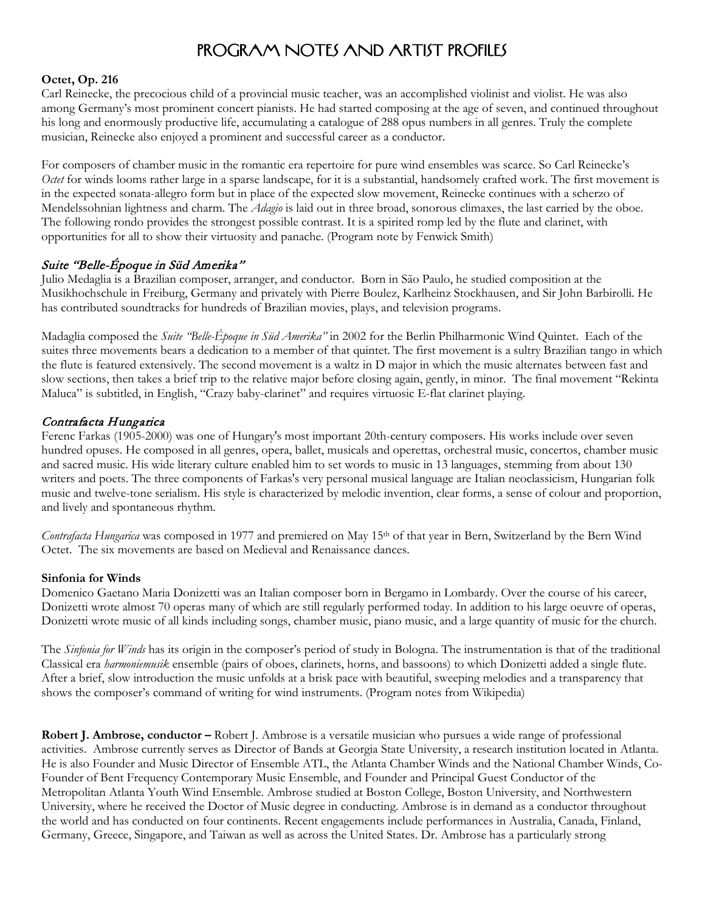# Program Notes and Artist Profiles

**Octet, Op. 216**

Carl Reinecke, the precocious child of a provincial music teacher, was an accomplished violinist and violist. He was also among Germany's most prominent concert pianists. He had started composing at the age of seven, and continued throughout his long and enormously productive life, accumulating a catalogue of 288 opus numbers in all genres. Truly the complete musician, Reinecke also enjoyed a prominent and successful career as a conductor.

For composers of chamber music in the romantic era repertoire for pure wind ensembles was scarce. So Carl Reinecke's *Octet* for winds looms rather large in a sparse landscape, for it is a substantial, handsomely crafted work. The first movement is in the expected sonata-allegro form but in place of the expected slow movement, Reinecke continues with a scherzo of Mendelssohnian lightness and charm. The *Adagio* is laid out in three broad, sonorous climaxes, the last carried by the oboe. The following rondo provides the strongest possible contrast. It is a spirited romp led by the flute and clarinet, with opportunities for all to show their virtuosity and panache. (Program note by Fenwick Smith)

## *Suite "Belle-Époque in Süd Amerika"*

Julio Medaglia is a Brazilian composer, arranger, and conductor. Born in São Paulo, he studied composition at the Musikhochschule in Freiburg, Germany and privately with Pierre Boulez, Karlheinz Stockhausen, and Sir John Barbirolli. He has contributed soundtracks for hundreds of Brazilian movies, plays, and television programs.

Madaglia composed the *Suite "Belle-Époque in Süd Amerika"* in 2002 for the Berlin Philharmonic Wind Quintet. Each of the suites three movements bears a dedication to a member of that quintet. The first movement is a sultry Brazilian tango in which the flute is featured extensively. The second movement is a waltz in D major in which the music alternates between fast and slow sections, then takes a brief trip to the relative major before closing again, gently, in minor. The final movement "Rekinta Maluca" is subtitled, in English, "Crazy baby-clarinet" and requires virtuosic E-flat clarinet playing.

## *Contrafacta Hungarica*

Ferenc Farkas (1905-2000) was one of Hungary's most important 20th-century composers. His works include over seven hundred opuses. He composed in all genres, opera, ballet, musicals and operettas, orchestral music, concertos, chamber music and sacred music. His wide literary culture enabled him to set words to music in 13 languages, stemming from about 130 writers and poets. The three components of Farkas's very personal musical language are Italian neoclassicism, Hungarian folk music and twelve-tone serialism. His style is characterized by melodic invention, clear forms, a sense of colour and proportion, and lively and spontaneous rhythm.

*Contrafacta Hungarica* was composed in 1977 and premiered on May 15th of that year in Bern, Switzerland by the Bern Wind Octet. The six movements are based on Medieval and Renaissance dances.

**Sinfonia for Winds**

Domenico Gaetano Maria Donizetti was an Italian composer born in Bergamo in Lombardy. Over the course of his career, Donizetti wrote almost 70 operas many of which are still regularly performed today. In addition to his large oeuvre of operas, Donizetti wrote music of all kinds including songs, chamber music, piano music, and a large quantity of music for the church.

The *Sinfonia for Winds* has its origin in the composer's period of study in Bologna. The instrumentation is that of the traditional Classical era *harmoniemusik* ensemble (pairs of oboes, clarinets, horns, and bassoons) to which Donizetti added a single flute. After a brief, slow introduction the music unfolds at a brisk pace with beautiful, sweeping melodies and a transparency that shows the composer's command of writing for wind instruments. (Program notes from Wikipedia)

**Robert J. Ambrose, conductor –** Robert J. Ambrose is a versatile musician who pursues a wide range of professional activities. Ambrose currently serves as Director of Bands at Georgia State University, a research institution located in Atlanta. He is also Founder and Music Director of Ensemble ATL, the Atlanta Chamber Winds and the National Chamber Winds, Co-Founder of Bent Frequency Contemporary Music Ensemble, and Founder and Principal Guest Conductor of the Metropolitan Atlanta Youth Wind Ensemble. Ambrose studied at Boston College, Boston University, and Northwestern University, where he received the Doctor of Music degree in conducting. Ambrose is in demand as a conductor throughout the world and has conducted on four continents. Recent engagements include performances in Australia, Canada, Finland, Germany, Greece, Singapore, and Taiwan as well as across the United States. Dr. Ambrose has a particularly strong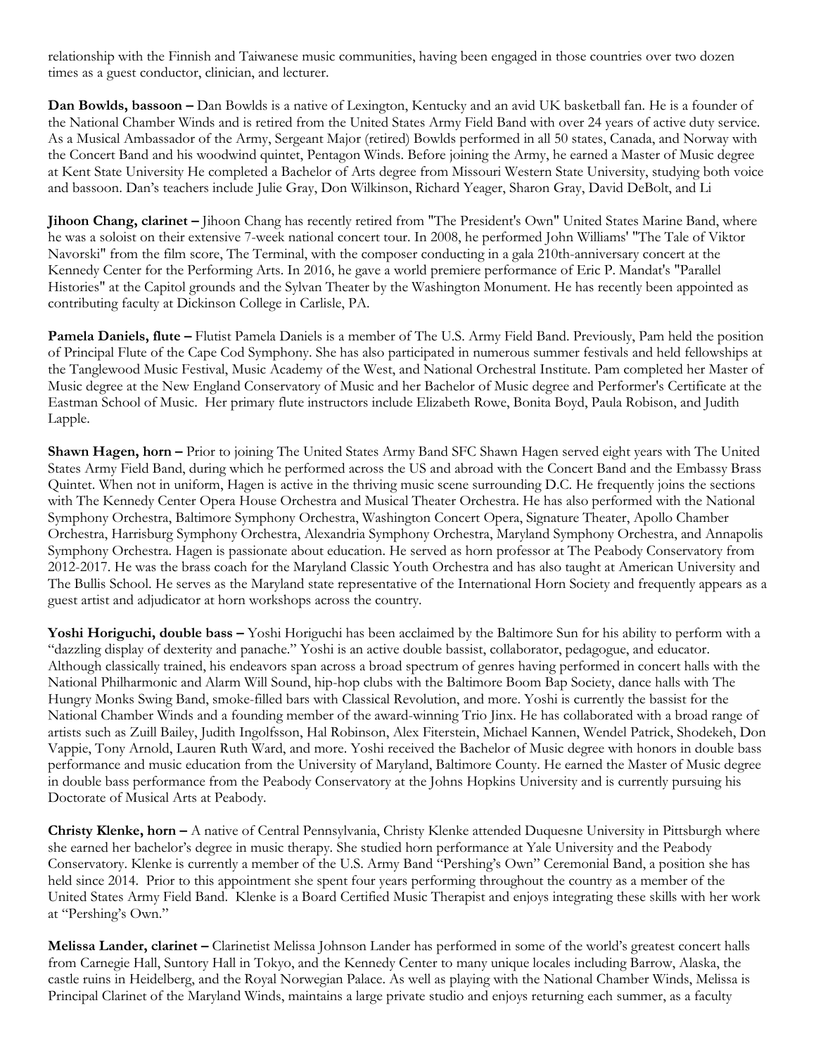relationship with the Finnish and Taiwanese music communities, having been engaged in those countries over two dozen times as a guest conductor, clinician, and lecturer.

**Dan Bowlds, bassoon –** Dan Bowlds is a native of Lexington, Kentucky and an avid UK basketball fan. He is a founder of the National Chamber Winds and is retired from the United States Army Field Band with over 24 years of active duty service. As a Musical Ambassador of the Army, Sergeant Major (retired) Bowlds performed in all 50 states, Canada, and Norway with the Concert Band and his woodwind quintet, Pentagon Winds. Before joining the Army, he earned a Master of Music degree at Kent State University He completed a Bachelor of Arts degree from Missouri Western State University, studying both voice and bassoon. Dan's teachers include Julie Gray, Don Wilkinson, Richard Yeager, Sharon Gray, David DeBolt, and Li

**Jihoon Chang, clarinet –** Jihoon Chang has recently retired from "The President's Own" United States Marine Band, where he was a soloist on their extensive 7-week national concert tour. In 2008, he performed John Williams' "The Tale of Viktor Navorski" from the film score, The Terminal, with the composer conducting in a gala 210th-anniversary concert at the Kennedy Center for the Performing Arts. In 2016, he gave a world premiere performance of Eric P. Mandat's "Parallel Histories" at the Capitol grounds and the Sylvan Theater by the Washington Monument. He has recently been appointed as contributing faculty at Dickinson College in Carlisle, PA.

**Pamela Daniels, flute –** Flutist Pamela Daniels is a member of The U.S. Army Field Band. Previously, Pam held the position of Principal Flute of the Cape Cod Symphony. She has also participated in numerous summer festivals and held fellowships at the Tanglewood Music Festival, Music Academy of the West, and National Orchestral Institute. Pam completed her Master of Music degree at the New England Conservatory of Music and her Bachelor of Music degree and Performer's Certificate at the Eastman School of Music. Her primary flute instructors include Elizabeth Rowe, Bonita Boyd, Paula Robison, and Judith Lapple.

**Shawn Hagen, horn –** Prior to joining The United States Army Band SFC Shawn Hagen served eight years with The United States Army Field Band, during which he performed across the US and abroad with the Concert Band and the Embassy Brass Quintet. When not in uniform, Hagen is active in the thriving music scene surrounding D.C. He frequently joins the sections with The Kennedy Center Opera House Orchestra and Musical Theater Orchestra. He has also performed with the National Symphony Orchestra, Baltimore Symphony Orchestra, Washington Concert Opera, Signature Theater, Apollo Chamber Orchestra, Harrisburg Symphony Orchestra, Alexandria Symphony Orchestra, Maryland Symphony Orchestra, and Annapolis Symphony Orchestra. Hagen is passionate about education. He served as horn professor at The Peabody Conservatory from 2012-2017. He was the brass coach for the Maryland Classic Youth Orchestra and has also taught at American University and The Bullis School. He serves as the Maryland state representative of the International Horn Society and frequently appears as a guest artist and adjudicator at horn workshops across the country.

**Yoshi Horiguchi, double bass –** Yoshi Horiguchi has been acclaimed by the Baltimore Sun for his ability to perform with a "dazzling display of dexterity and panache." Yoshi is an active double bassist, collaborator, pedagogue, and educator. Although classically trained, his endeavors span across a broad spectrum of genres having performed in concert halls with the National Philharmonic and Alarm Will Sound, hip-hop clubs with the Baltimore Boom Bap Society, dance halls with The Hungry Monks Swing Band, smoke-filled bars with Classical Revolution, and more. Yoshi is currently the bassist for the National Chamber Winds and a founding member of the award-winning Trio Jinx. He has collaborated with a broad range of artists such as Zuill Bailey, Judith Ingolfsson, Hal Robinson, Alex Fiterstein, Michael Kannen, Wendel Patrick, Shodekeh, Don Vappie, Tony Arnold, Lauren Ruth Ward, and more. Yoshi received the Bachelor of Music degree with honors in double bass performance and music education from the University of Maryland, Baltimore County. He earned the Master of Music degree in double bass performance from the Peabody Conservatory at the Johns Hopkins University and is currently pursuing his Doctorate of Musical Arts at Peabody.

**Christy Klenke, horn –** A native of Central Pennsylvania, Christy Klenke attended Duquesne University in Pittsburgh where she earned her bachelor's degree in music therapy. She studied horn performance at Yale University and the Peabody Conservatory. Klenke is currently a member of the U.S. Army Band "Pershing's Own" Ceremonial Band, a position she has held since 2014. Prior to this appointment she spent four years performing throughout the country as a member of the United States Army Field Band. Klenke is a Board Certified Music Therapist and enjoys integrating these skills with her work at "Pershing's Own."

**Melissa Lander, clarinet –** Clarinetist Melissa Johnson Lander has performed in some of the world's greatest concert halls from Carnegie Hall, Suntory Hall in Tokyo, and the Kennedy Center to many unique locales including Barrow, Alaska, the castle ruins in Heidelberg, and the Royal Norwegian Palace. As well as playing with the National Chamber Winds, Melissa is Principal Clarinet of the Maryland Winds, maintains a large private studio and enjoys returning each summer, as a faculty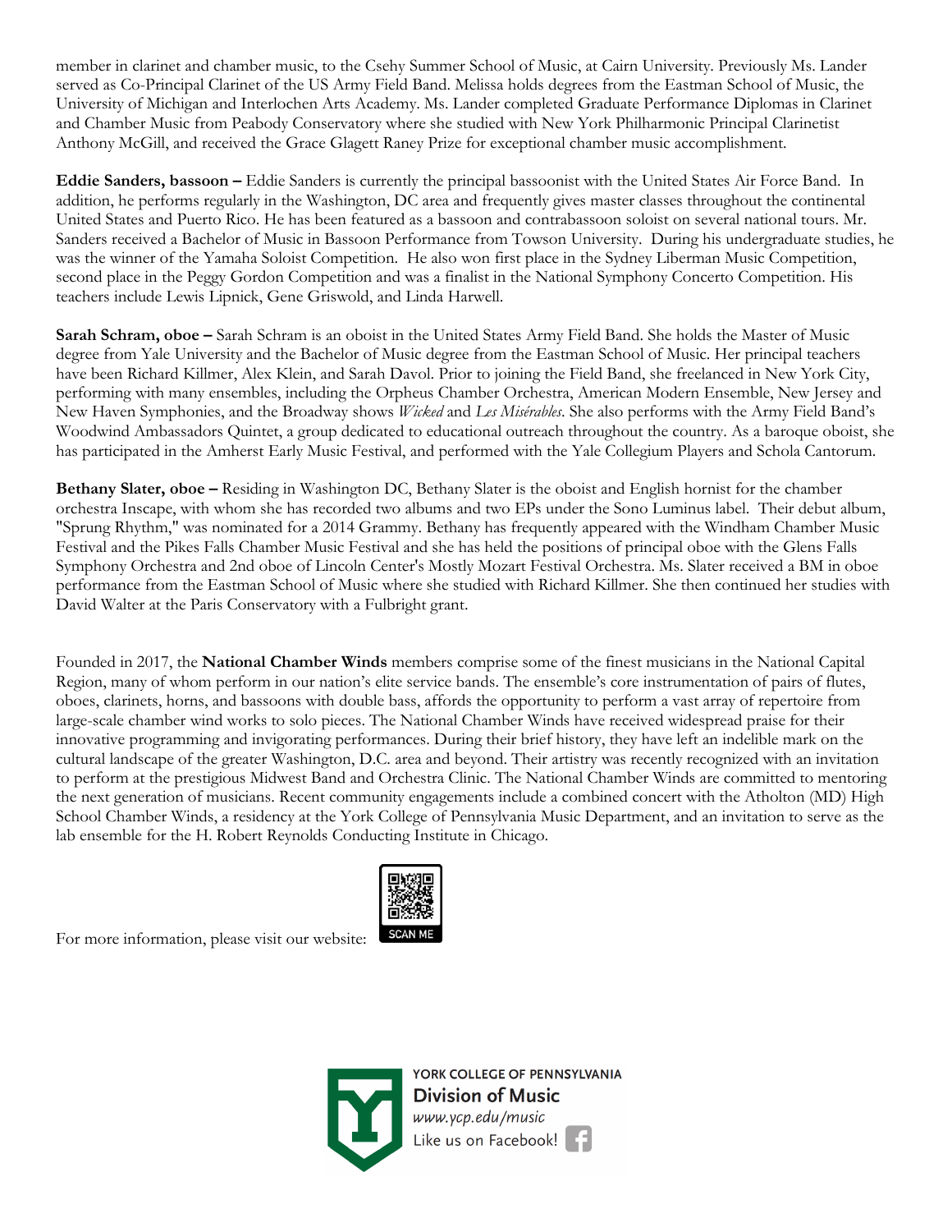member in clarinet and chamber music, to the Csehy Summer School of Music, at Cairn University. Previously Ms. Lander served as Co-Principal Clarinet of the US Army Field Band. Melissa holds degrees from the Eastman School of Music, the University of Michigan and Interlochen Arts Academy. Ms. Lander completed Graduate Performance Diplomas in Clarinet and Chamber Music from Peabody Conservatory where she studied with New York Philharmonic Principal Clarinetist Anthony McGill, and received the Grace Glagett Raney Prize for exceptional chamber music accomplishment.

**Eddie Sanders, bassoon –** Eddie Sanders is currently the principal bassoonist with the United States Air Force Band. In addition, he performs regularly in the Washington, DC area and frequently gives master classes throughout the continental United States and Puerto Rico. He has been featured as a bassoon and contrabassoon soloist on several national tours. Mr. Sanders received a Bachelor of Music in Bassoon Performance from Towson University. During his undergraduate studies, he was the winner of the Yamaha Soloist Competition. He also won first place in the Sydney Liberman Music Competition, second place in the Peggy Gordon Competition and was a finalist in the National Symphony Concerto Competition. His teachers include Lewis Lipnick, Gene Griswold, and Linda Harwell.

**Sarah Schram, oboe –** Sarah Schram is an oboist in the United States Army Field Band. She holds the Master of Music degree from Yale University and the Bachelor of Music degree from the Eastman School of Music. Her principal teachers have been Richard Killmer, Alex Klein, and Sarah Davol. Prior to joining the Field Band, she freelanced in New York City, performing with many ensembles, including the Orpheus Chamber Orchestra, American Modern Ensemble, New Jersey and New Haven Symphonies, and the Broadway shows *Wicked* and *Les Misérables*. She also performs with the Army Field Band's Woodwind Ambassadors Quintet, a group dedicated to educational outreach throughout the country. As a baroque oboist, she has participated in the Amherst Early Music Festival, and performed with the Yale Collegium Players and Schola Cantorum.

**Bethany Slater, oboe –** Residing in Washington DC, Bethany Slater is the oboist and English hornist for the chamber orchestra Inscape, with whom she has recorded two albums and two EPs under the Sono Luminus label. Their debut album, "Sprung Rhythm," was nominated for a 2014 Grammy. Bethany has frequently appeared with the Windham Chamber Music Festival and the Pikes Falls Chamber Music Festival and she has held the positions of principal oboe with the Glens Falls Symphony Orchestra and 2nd oboe of Lincoln Center's Mostly Mozart Festival Orchestra. Ms. Slater received a BM in oboe performance from the Eastman School of Music where she studied with Richard Killmer. She then continued her studies with David Walter at the Paris Conservatory with a Fulbright grant.

Founded in 2017, the **National Chamber Winds** members comprise some of the finest musicians in the National Capital Region, many of whom perform in our nation's elite service bands. The ensemble's core instrumentation of pairs of flutes, oboes, clarinets, horns, and bassoons with double bass, affords the opportunity to perform a vast array of repertoire from large-scale chamber wind works to solo pieces. The National Chamber Winds have received widespread praise for their innovative programming and invigorating performances. During their brief history, they have left an indelible mark on the cultural landscape of the greater Washington, D.C. area and beyond. Their artistry was recently recognized with an invitation to perform at the prestigious Midwest Band and Orchestra Clinic. The National Chamber Winds are committed to mentoring the next generation of musicians. Recent community engagements include a combined concert with the Atholton (MD) High School Chamber Winds, a residency at the York College of Pennsylvania Music Department, and an invitation to serve as the lab ensemble for the H. Robert Reynolds Conducting Institute in Chicago.

For more information, please visit our website: SCAN ME

YORK COLLEGE OF PENNSYLVANIA
Division of Music
www.ycp.edu/music
Like us on Facebook!